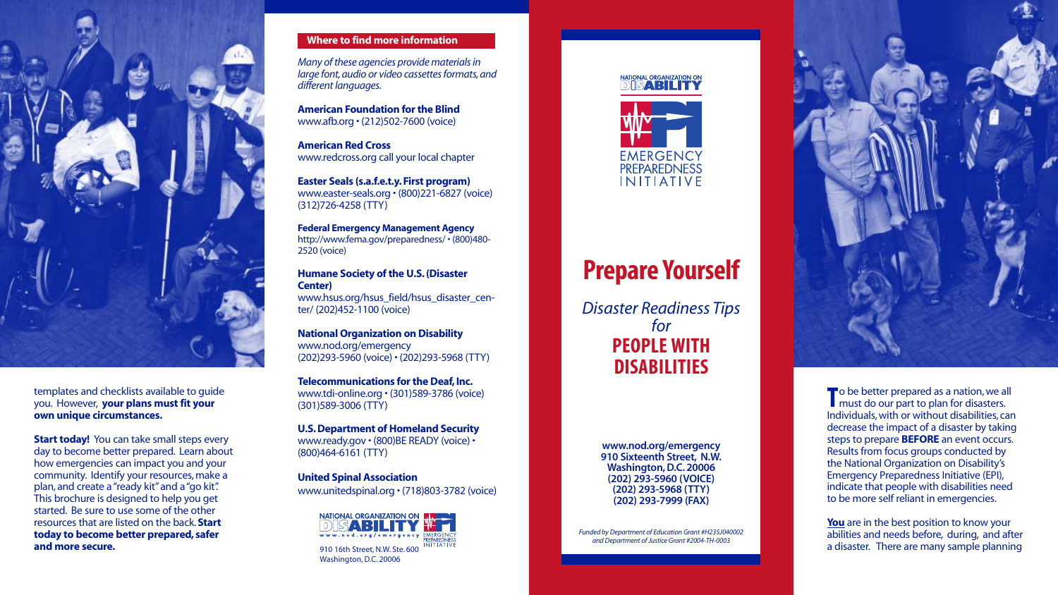templates and checklists available to guide you. However, **your plans must fit your own unique circumstances.**

**Start today!** You can take small steps every day to become better prepared. Learn about how emergencies can impact you and your community. Identify your resources, make a plan, and create a "ready kit" and a "go kit". This brochure is designed to help you get started. Be sure to use some of the other resources that are listed on the back. **Start today to become better prepared, safer and more secure.**

## Where to find more information

*Many of these agencies provide materials in large font, audio or video cassettes formats, and different languages.*

**American Foundation for the Blind**
www.afb.org • (212)502-7600 (voice)

**American Red Cross**
www.redcross.org call your local chapter

**Easter Seals (s.a.f.e.t.y. First program)**
www.easter-seals.org • (800)221-6827 (voice)
(312)726-4258 (TTY)

**Federal Emergency Management Agency**
http://www.fema.gov/preparedness/ • (800)480-2520 (voice)

**Humane Society of the U.S. (Disaster Center)**
www.hsus.org/hsus_field/hsus_disaster_center/ (202)452-1100 (voice)

**National Organization on Disability**
www.nod.org/emergency
(202)293-5960 (voice) • (202)293-5968 (TTY)

**Telecommunications for the Deaf, Inc.**
www.tdi-online.org • (301)589-3786 (voice)
(301)589-3006 (TTY)

**U.S. Department of Homeland Security**
www.ready.gov • (800)BE READY (voice) •
(800)464-6161 (TTY)

**United Spinal Association**
www.unitedspinal.org • (718)803-3782 (voice)

NATIONAL ORGANIZATION ON DISABILITY
www.nod.org/emergency
EMERGENCY PREPAREDNESS INITIATIVE
910 16th Street, N.W. Ste. 600
Washington, D.C. 20006

NATIONAL ORGANIZATION ON DISABILITY

EMERGENCY PREPAREDNESS INITIATIVE

# Prepare Yourself

*Disaster Readiness Tips for*
## PEOPLE WITH DISABILITIES

**www.nod.org/emergency**
**910 Sixteenth Street, N.W.**
**Washington, D.C. 20006**
**(202) 293-5960 (VOICE)**
**(202) 293-5968 (TTY)**
**(202) 293-7999 (FAX)**

*Funded by Department of Education Grant #H235J040002 and Department of Justice Grant #2004-TH-0003*

To be better prepared as a nation, we all must do our part to plan for disasters. Individuals, with or without disabilities, can decrease the impact of a disaster by taking steps to prepare **BEFORE** an event occurs. Results from focus groups conducted by the National Organization on Disability's Emergency Preparedness Initiative (EPI), indicate that people with disabilities need to be more self reliant in emergencies.

**You** are in the best position to know your abilities and needs before, during, and after a disaster. There are many sample planning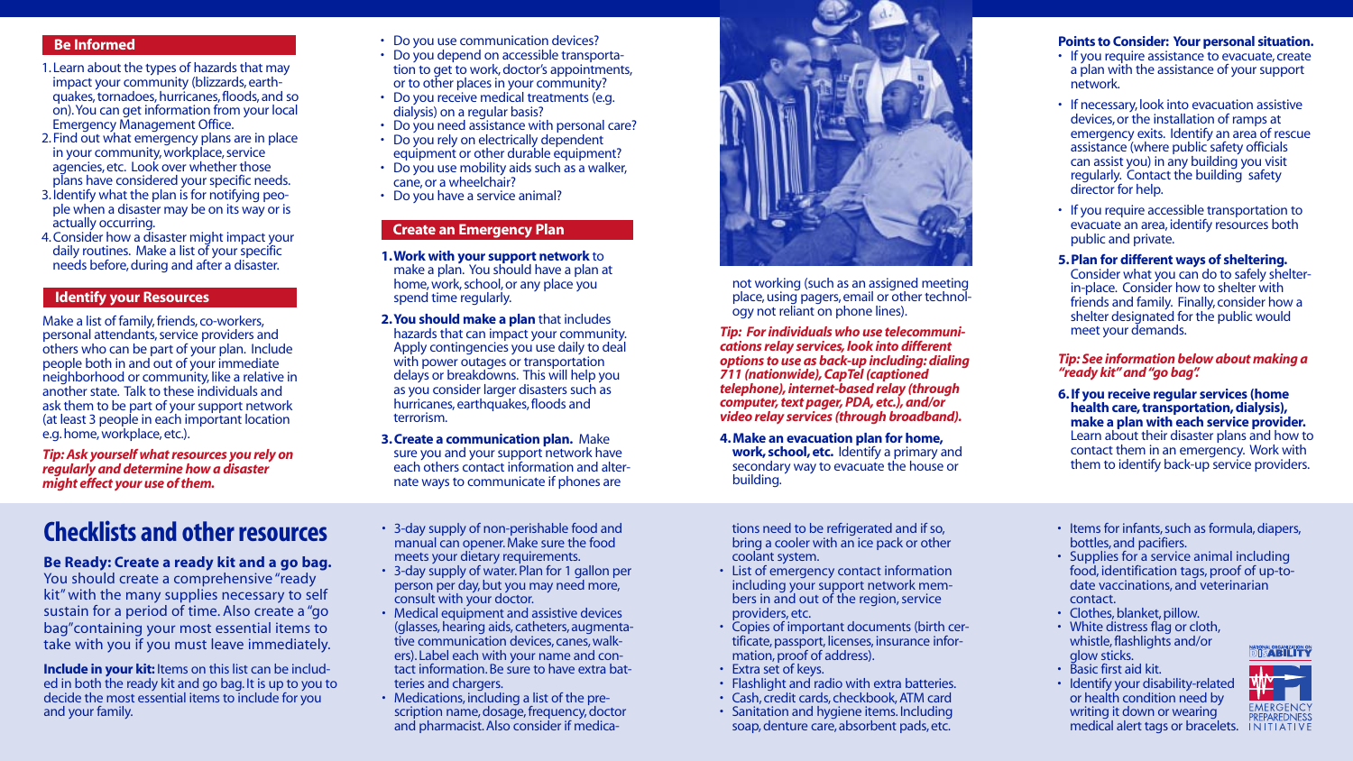## Be Informed

1. Learn about the types of hazards that may impact your community (blizzards, earthquakes, tornadoes, hurricanes, floods, and so on). You can get information from your local Emergency Management Office.
2. Find out what emergency plans are in place in your community, workplace, service agencies, etc. Look over whether those plans have considered your specific needs.
3. Identify what the plan is for notifying people when a disaster may be on its way or is actually occurring.
4. Consider how a disaster might impact your daily routines. Make a list of your specific needs before, during and after a disaster.

## Identify your Resources

Make a list of family, friends, co-workers, personal attendants, service providers and others who can be part of your plan. Include people both in and out of your immediate neighborhood or community, like a relative in another state. Talk to these individuals and ask them to be part of your support network (at least 3 people in each important location e.g. home, workplace, etc.).

***Tip: Ask yourself what resources you rely on regularly and determine how a disaster might effect your use of them.***

- Do you use communication devices?
- Do you depend on accessible transportation to get to work, doctor's appointments, or to other places in your community?
- Do you receive medical treatments (e.g. dialysis) on a regular basis?
- Do you need assistance with personal care?
- Do you rely on electrically dependent equipment or other durable equipment?
- Do you use mobility aids such as a walker, cane, or a wheelchair?
- Do you have a service animal?

## Create an Emergency Plan

1. **Work with your support network** to make a plan. You should have a plan at home, work, school, or any place you spend time regularly.
2. **You should make a plan** that includes hazards that can impact your community. Apply contingencies you use daily to deal with power outages or transportation delays or breakdowns. This will help you as you consider larger disasters such as hurricanes, earthquakes, floods and terrorism.
3. **Create a communication plan.** Make sure you and your support network have each others contact information and alternate ways to communicate if phones are not working (such as an assigned meeting place, using pagers, email or other technology not reliant on phone lines).

***Tip: For individuals who use telecommunications relay services, look into different options to use as back-up including: dialing 711 (nationwide), CapTel (captioned telephone), internet-based relay (through computer, text pager, PDA, etc.), and/or video relay services (through broadband).***

4. **Make an evacuation plan for home, work, school, etc.** Identify a primary and secondary way to evacuate the house or building.

**Points to Consider: Your personal situation.**

- If you require assistance to evacuate, create a plan with the assistance of your support network.
- If necessary, look into evacuation assistive devices, or the installation of ramps at emergency exits. Identify an area of rescue assistance (where public safety officials can assist you) in any building you visit regularly. Contact the building safety director for help.
- If you require accessible transportation to evacuate an area, identify resources both public and private.

5. **Plan for different ways of sheltering.** Consider what you can do to safely shelter-in-place. Consider how to shelter with friends and family. Finally, consider how a shelter designated for the public would meet your demands.

***Tip: See information below about making a "ready kit" and "go bag".***

6. **If you receive regular services (home health care, transportation, dialysis), make a plan with each service provider.** Learn about their disaster plans and how to contact them in an emergency. Work with them to identify back-up service providers.

# Checklists and other resources

**Be Ready: Create a ready kit and a go bag.** You should create a comprehensive "ready kit" with the many supplies necessary to self sustain for a period of time. Also create a "go bag" containing your most essential items to take with you if you must leave immediately.

**Include in your kit:** Items on this list can be included in both the ready kit and go bag. It is up to you to decide the most essential items to include for you and your family.

- 3-day supply of non-perishable food and manual can opener. Make sure the food meets your dietary requirements.
- 3-day supply of water. Plan for 1 gallon per person per day, but you may need more, consult with your doctor.
- Medical equipment and assistive devices (glasses, hearing aids, catheters, augmentative communication devices, canes, walkers). Label each with your name and contact information. Be sure to have extra batteries and chargers.
- Medications, including a list of the prescription name, dosage, frequency, doctor and pharmacist. Also consider if medications need to be refrigerated and if so, bring a cooler with an ice pack or other coolant system.
- List of emergency contact information including your support network members in and out of the region, service providers, etc.
- Copies of important documents (birth certificate, passport, licenses, insurance information, proof of address).
- Extra set of keys.
- Flashlight and radio with extra batteries.
- Cash, credit cards, checkbook, ATM card
- Sanitation and hygiene items. Including soap, denture care, absorbent pads, etc.
- Items for infants, such as formula, diapers, bottles, and pacifiers.
- Supplies for a service animal including food, identification tags, proof of up-to-date vaccinations, and veterinarian contact.
- Clothes, blanket, pillow.
- White distress flag or cloth, whistle, flashlights and/or glow sticks.
- Basic first aid kit.
- Identify your disability-related or health condition need by writing it down or wearing medical alert tags or bracelets.

National Organization on Disability
Emergency Preparedness Initiative